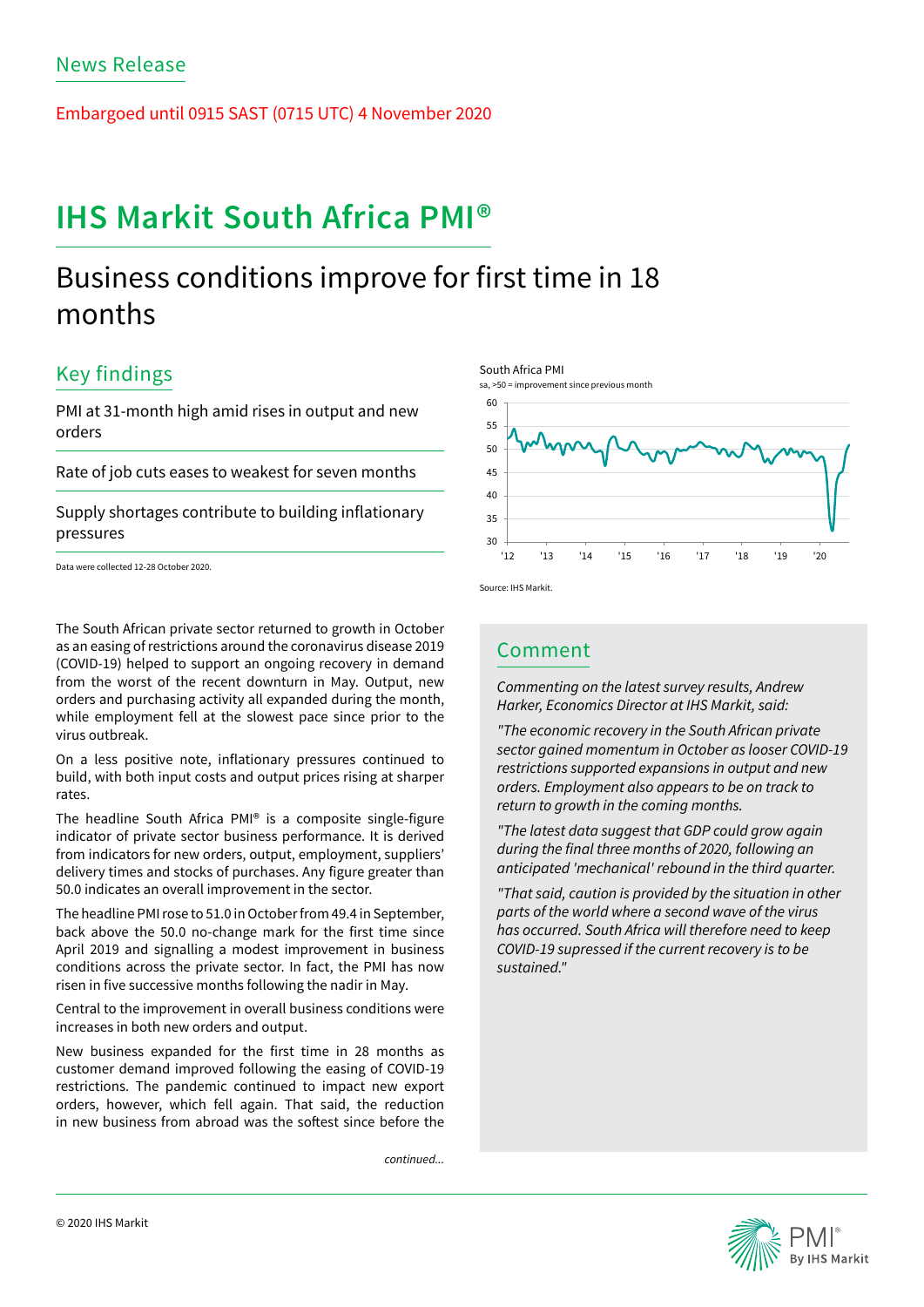News Release

Embargoed until 0915 SAST (0715 UTC) 4 November 2020

# IHS Markit South Africa PMI®

## Business conditions improve for first time in 18 months

### Key findings

PMI at 31-month high amid rises in output and new orders

Rate of job cuts eases to weakest for seven months

Supply shortages contribute to building inflationary pressures

Data were collected 12-28 October 2020.

South Africa PMI

sa, >50 = improvement since previous month

Source: IHS Markit.

The South African private sector returned to growth in October as an easing of restrictions around the coronavirus disease 2019 (COVID-19) helped to support an ongoing recovery in demand from the worst of the recent downturn in May. Output, new orders and purchasing activity all expanded during the month, while employment fell at the slowest pace since prior to the virus outbreak.

On a less positive note, inflationary pressures continued to build, with both input costs and output prices rising at sharper rates.

The headline South Africa PMI® is a composite single-figure indicator of private sector business performance. It is derived from indicators for new orders, output, employment, suppliers' delivery times and stocks of purchases. Any figure greater than 50.0 indicates an overall improvement in the sector.

The headline PMI rose to 51.0 in October from 49.4 in September, back above the 50.0 no-change mark for the first time since April 2019 and signalling a modest improvement in business conditions across the private sector. In fact, the PMI has now risen in five successive months following the nadir in May.

Central to the improvement in overall business conditions were increases in both new orders and output.

New business expanded for the first time in 28 months as customer demand improved following the easing of COVID-19 restrictions. The pandemic continued to impact new export orders, however, which fell again. That said, the reduction in new business from abroad was the softest since before the

*continued...*

### Comment

*Commenting on the latest survey results, Andrew Harker, Economics Director at IHS Markit, said:*

*"The economic recovery in the South African private sector gained momentum in October as looser COVID-19 restrictions supported expansions in output and new orders. Employment also appears to be on track to return to growth in the coming months.*

*"The latest data suggest that GDP could grow again during the final three months of 2020, following an anticipated 'mechanical' rebound in the third quarter.*

*"That said, caution is provided by the situation in other parts of the world where a second wave of the virus has occurred. South Africa will therefore need to keep COVID-19 supressed if the current recovery is to be sustained."*

© 2020 IHS Markit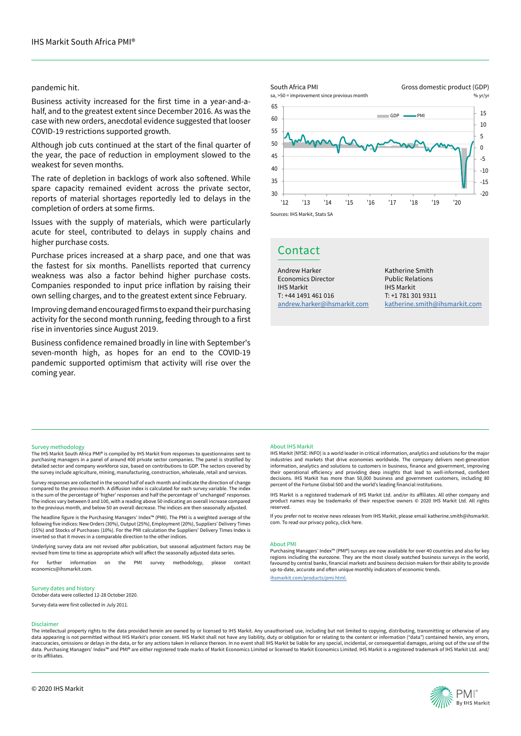pandemic hit.

Business activity increased for the first time in a year-and-a-half, and to the greatest extent since December 2016. As was the case with new orders, anecdotal evidence suggested that looser COVID-19 restrictions supported growth.

Although job cuts continued at the start of the final quarter of the year, the pace of reduction in employment slowed to the weakest for seven months.

The rate of depletion in backlogs of work also softened. While spare capacity remained evident across the private sector, reports of material shortages reportedly led to delays in the completion of orders at some firms.

Issues with the supply of materials, which were particularly acute for steel, contributed to delays in supply chains and higher purchase costs.

Purchase prices increased at a sharp pace, and one that was the fastest for six months. Panellists reported that currency weakness was also a factor behind higher purchase costs. Companies responded to input price inflation by raising their own selling charges, and to the greatest extent since February.

Improving demand encouraged firms to expand their purchasing activity for the second month running, feeding through to a first rise in inventories since August 2019.

Business confidence remained broadly in line with September's seven-month high, as hopes for an end to the COVID-19 pandemic supported optimism that activity will rise over the coming year.

South Africa PMI
sa, >50 = improvement since previous month

Gross domestic product (GDP)
% yr/yr

GDP — PMI

65, 60, 55, 50, 45, 40, 35, 30

15, 10, 5, 0, -5, -10, -15, -20

'12 '13 '14 '15 '16 '17 '18 '19 '20

Sources: IHS Markit, Stats SA

## Contact

Andrew Harker
Economics Director
IHS Markit
T: +44 1491 461 016
andrew.harker@ihsmarkit.com

Katherine Smith
Public Relations
IHS Markit
T: +1 781 301 9311
katherine.smith@ihsmarkit.com

### Survey methodology

The IHS Markit South Africa PMI® is compiled by IHS Markit from responses to questionnaires sent to purchasing managers in a panel of around 400 private sector companies. The panel is stratified by detailed sector and company workforce size, based on contributions to GDP. The sectors covered by the survey include agriculture, mining, manufacturing, construction, wholesale, retail and services.

Survey responses are collected in the second half of each month and indicate the direction of change compared to the previous month. A diffusion index is calculated for each survey variable. The index is the sum of the percentage of 'higher' responses and half the percentage of 'unchanged' responses. The indices vary between 0 and 100, with a reading above 50 indicating an overall increase compared to the previous month, and below 50 an overall decrease. The indices are then seasonally adjusted.

The headline figure is the Purchasing Managers' Index™ (PMI). The PMI is a weighted average of the following five indices: New Orders (30%), Output (25%), Employment (20%), Suppliers' Delivery Times (15%) and Stocks of Purchases (10%). For the PMI calculation the Suppliers' Delivery Times Index is inverted so that it moves in a comparable direction to the other indices.

Underlying survey data are not revised after publication, but seasonal adjustment factors may be revised from time to time as appropriate which will affect the seasonally adjusted data series.

For further information on the PMI survey methodology, please contact economics@ihsmarkit.com.

### Survey dates and history

October data were collected 12-28 October 2020.

Survey data were first collected in July 2011.

### About IHS Markit

IHS Markit (NYSE: INFO) is a world leader in critical information, analytics and solutions for the major industries and markets that drive economies worldwide. The company delivers next-generation information, analytics and solutions to customers in business, finance and government, improving their operational efficiency and providing deep insights that lead to well-informed, confident decisions. IHS Markit has more than 50,000 business and government customers, including 80 percent of the Fortune Global 500 and the world's leading financial institutions.

IHS Markit is a registered trademark of IHS Markit Ltd. and/or its affiliates. All other company and product names may be trademarks of their respective owners © 2020 IHS Markit Ltd. All rights reserved.

If you prefer not to receive news releases from IHS Markit, please email katherine.smith@ihsmarkit.com. To read our privacy policy, click here.

### About PMI

Purchasing Managers' Index™ (PMI®) surveys are now available for over 40 countries and also for key regions including the eurozone. They are the most closely watched business surveys in the world, favoured by central banks, financial markets and business decision makers for their ability to provide up-to-date, accurate and often unique monthly indicators of economic trends.

ihsmarkit.com/products/pmi.html.

### Disclaimer

The intellectual property rights to the data provided herein are owned by or licensed to IHS Markit. Any unauthorised use, including but not limited to copying, distributing, transmitting or otherwise of any data appearing is not permitted without IHS Markit's prior consent. IHS Markit shall not have any liability, duty or obligation for or relating to the content or information ("data") contained herein, any errors, inaccuracies, omissions or delays in the data, or for any actions taken in reliance thereon. In no event shall IHS Markit be liable for any special, incidental, or consequential damages, arising out of the use of the data. Purchasing Managers' Index™ and PMI® are either registered trade marks of Markit Economics Limited or licensed to Markit Economics Limited. IHS Markit is a registered trademark of IHS Markit Ltd. and/or its affiliates.

© 2020 IHS Markit